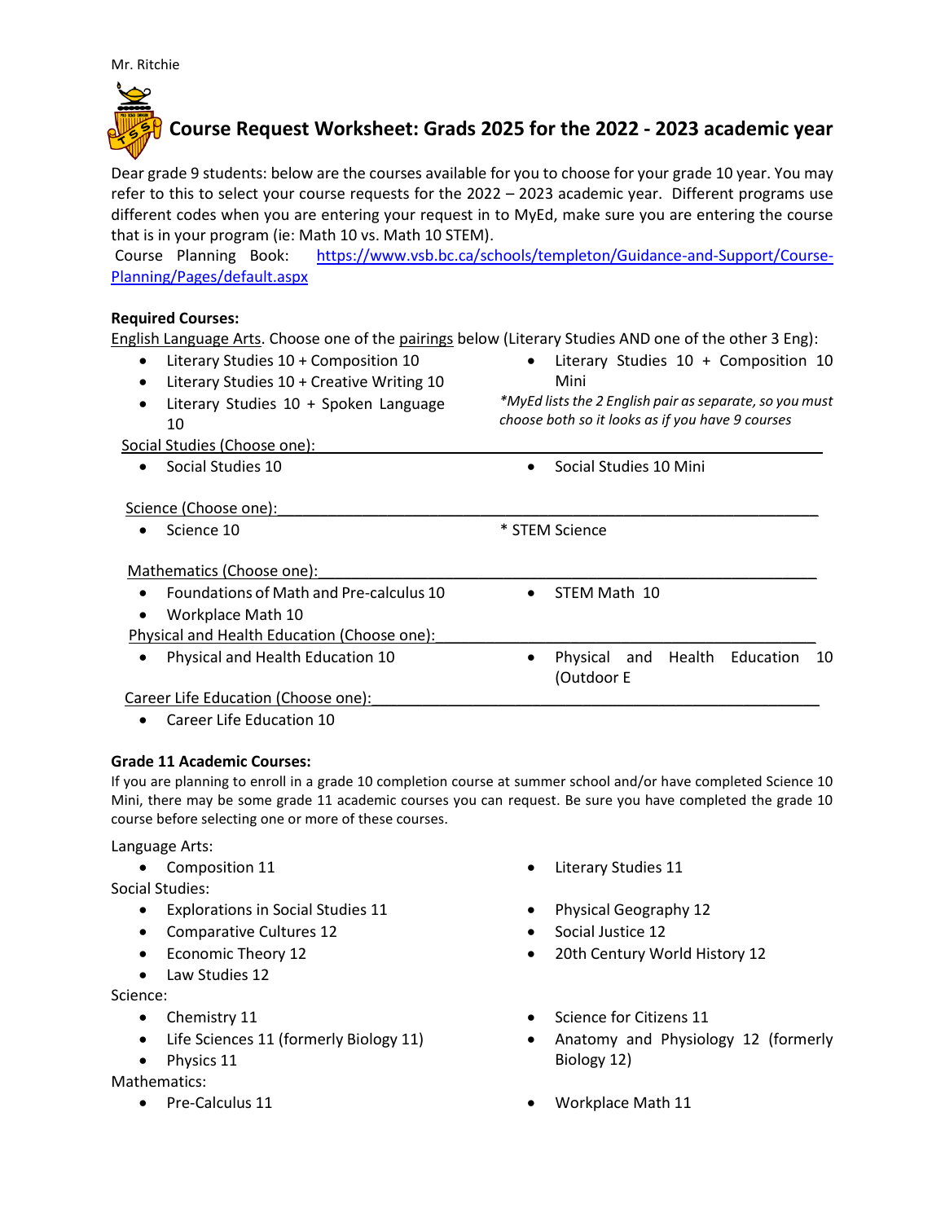Mr. Ritchie

# Course Request Worksheet: Grads 2025 for the 2022 - 2023 academic year

Dear grade 9 students: below are the courses available for you to choose for your grade 10 year. You may refer to this to select your course requests for the 2022 – 2023 academic year. Different programs use different codes when you are entering your request in to MyEd, make sure you are entering the course that is in your program (ie: Math 10 vs. Math 10 STEM).

Course Planning Book: https://www.vsb.bc.ca/schools/templeton/Guidance-and-Support/Course-Planning/Pages/default.aspx

**Required Courses:**

English Language Arts. Choose one of the pairings below (Literary Studies AND one of the other 3 Eng):

- Literary Studies 10 + Composition 10
- Literary Studies 10 + Creative Writing 10
- Literary Studies 10 + Spoken Language 10
- Literary Studies 10 + Composition 10 Mini

*MyEd lists the 2 English pair as separate, so you must choose both so it looks as if you have 9 courses*

Social Studies (Choose one):

- Social Studies 10
- Social Studies 10 Mini

Science (Choose one):

- Science 10

* STEM Science

Mathematics (Choose one):

- Foundations of Math and Pre-calculus 10
- Workplace Math 10
- STEM Math 10

Physical and Health Education (Choose one):

- Physical and Health Education 10
- Physical and Health Education 10 (Outdoor E

Career Life Education (Choose one):

- Career Life Education 10

**Grade 11 Academic Courses:**

If you are planning to enroll in a grade 10 completion course at summer school and/or have completed Science 10 Mini, there may be some grade 11 academic courses you can request. Be sure you have completed the grade 10 course before selecting one or more of these courses.

Language Arts:

- Composition 11
- Literary Studies 11

Social Studies:

- Explorations in Social Studies 11
- Comparative Cultures 12
- Economic Theory 12
- Law Studies 12
- Physical Geography 12
- Social Justice 12
- 20th Century World History 12

Science:

- Chemistry 11
- Life Sciences 11 (formerly Biology 11)
- Physics 11
- Science for Citizens 11
- Anatomy and Physiology 12 (formerly Biology 12)

Mathematics:

- Pre-Calculus 11
- Workplace Math 11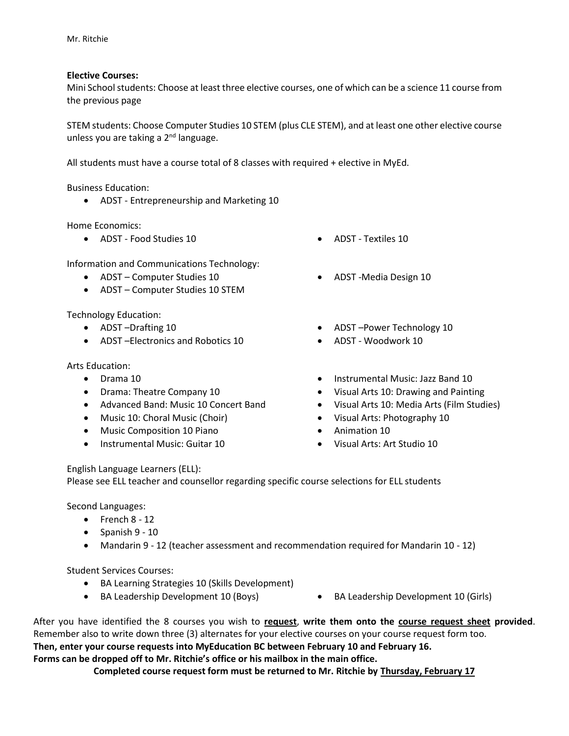Mr. Ritchie

**Elective Courses:**
Mini School students: Choose at least three elective courses, one of which can be a science 11 course from the previous page

STEM students: Choose Computer Studies 10 STEM (plus CLE STEM), and at least one other elective course unless you are taking a 2nd language.

All students must have a course total of 8 classes with required + elective in MyEd.

Business Education:

- ADST - Entrepreneurship and Marketing 10

Home Economics:

- ADST - Food Studies 10
- ADST - Textiles 10

Information and Communications Technology:

- ADST – Computer Studies 10
- ADST – Computer Studies 10 STEM
- ADST -Media Design 10

Technology Education:

- ADST –Drafting 10
- ADST –Electronics and Robotics 10
- ADST –Power Technology 10
- ADST - Woodwork 10

Arts Education:

- Drama 10
- Drama: Theatre Company 10
- Advanced Band: Music 10 Concert Band
- Music 10: Choral Music (Choir)
- Music Composition 10 Piano
- Instrumental Music: Guitar 10
- Instrumental Music: Jazz Band 10
- Visual Arts 10: Drawing and Painting
- Visual Arts 10: Media Arts (Film Studies)
- Visual Arts: Photography 10
- Animation 10
- Visual Arts: Art Studio 10

English Language Learners (ELL):
Please see ELL teacher and counsellor regarding specific course selections for ELL students

Second Languages:

- French 8 - 12
- Spanish 9 - 10
- Mandarin 9 - 12 (teacher assessment and recommendation required for Mandarin 10 - 12)

Student Services Courses:

- BA Learning Strategies 10 (Skills Development)
- BA Leadership Development 10 (Boys)
- BA Leadership Development 10 (Girls)

After you have identified the 8 courses you wish to **request**, **write them onto the course request sheet provided**. Remember also to write down three (3) alternates for your elective courses on your course request form too.
**Then, enter your course requests into MyEducation BC between February 10 and February 16.**
**Forms can be dropped off to Mr. Ritchie's office or his mailbox in the main office.**

**Completed course request form must be returned to Mr. Ritchie by Thursday, February 17**